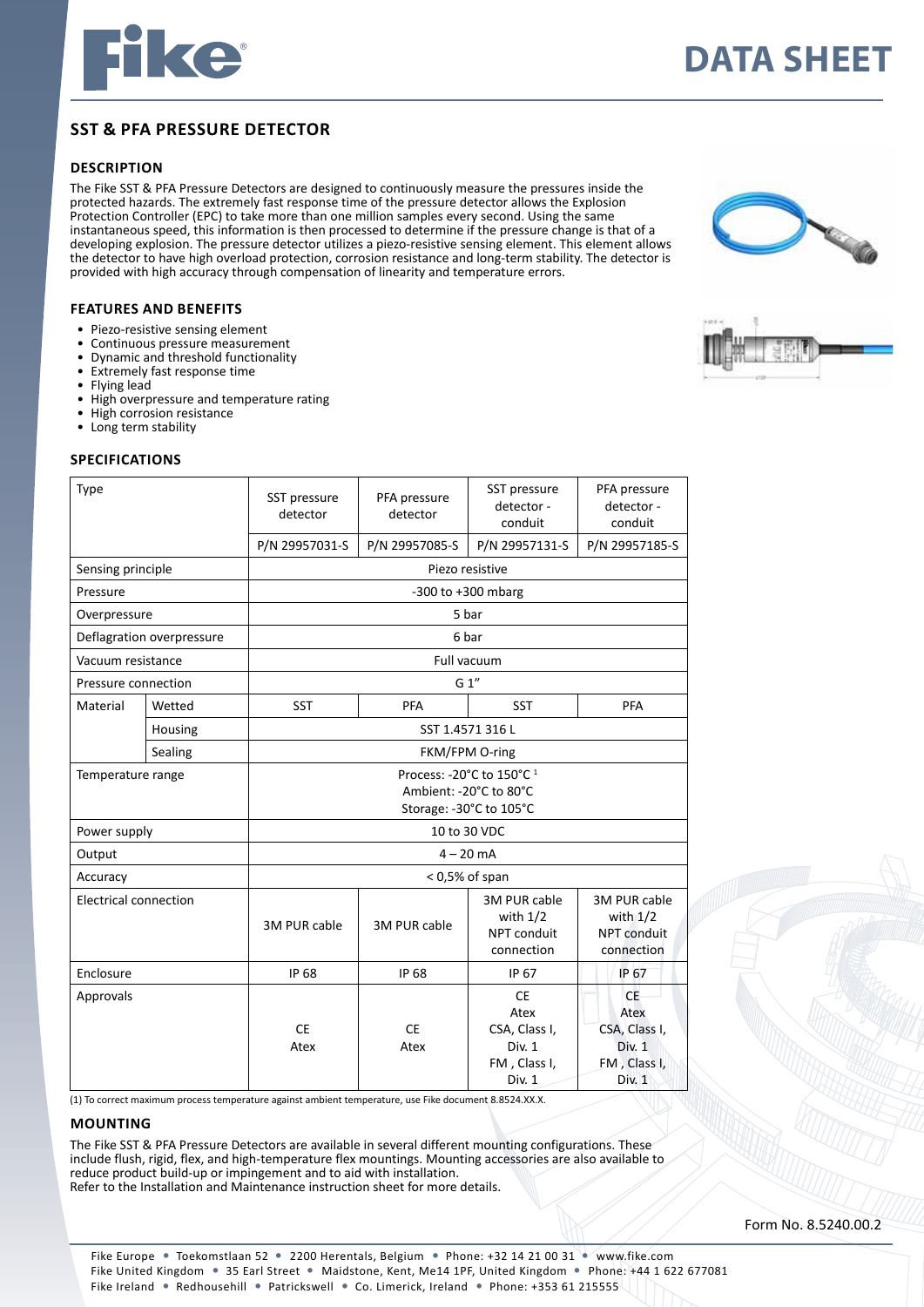# DATA SHEET

## SST & PFA PRESSURE DETECTOR

### DESCRIPTION

The Fike SST & PFA Pressure Detectors are designed to continuously measure the pressures inside the protected hazards. The extremely fast response time of the pressure detector allows the Explosion Protection Controller (EPC) to take more than one million samples every second. Using the same instantaneous speed, this information is then processed to determine if the pressure change is that of a developing explosion. The pressure detector utilizes a piezo-resistive sensing element. This element allows the detector to have high overload protection, corrosion resistance and long-term stability. The detector is provided with high accuracy through compensation of linearity and temperature errors.

### FEATURES AND BENEFITS

- Piezo-resistive sensing element
- Continuous pressure measurement
- Dynamic and threshold functionality
- Extremely fast response time
- Flying lead
- High overpressure and temperature rating
- High corrosion resistance
- Long term stability

### SPECIFICATIONS

| Type | | SST pressure detector | PFA pressure detector | SST pressure detector - conduit | PFA pressure detector - conduit |
|---|---|---|---|---|---|
| | | P/N 29957031-S | P/N 29957085-S | P/N 29957131-S | P/N 29957185-S |
| Sensing principle | | Piezo resistive | | | |
| Pressure | | -300 to +300 mbarg | | | |
| Overpressure | | 5 bar | | | |
| Deflagration overpressure | | 6 bar | | | |
| Vacuum resistance | | Full vacuum | | | |
| Pressure connection | | G 1" | | | |
| Material | Wetted | SST | PFA | SST | PFA |
| | Housing | SST 1.4571 316 L | | | |
| | Sealing | FKM/FPM O-ring | | | |
| Temperature range | | Process: -20°C to 150°C [1]<br>Ambient: -20°C to 80°C<br>Storage: -30°C to 105°C | | | |
| Power supply | | 10 to 30 VDC | | | |
| Output | | 4 – 20 mA | | | |
| Accuracy | | < 0,5% of span | | | |
| Electrical connection | | 3M PUR cable | 3M PUR cable | 3M PUR cable with 1/2 NPT conduit connection | 3M PUR cable with 1/2 NPT conduit connection |
| Enclosure | | IP 68 | IP 68 | IP 67 | IP 67 |
| Approvals | | CE<br>Atex | CE<br>Atex | CE<br>Atex<br>CSA, Class I, Div. 1<br>FM , Class I, Div. 1 | CE<br>Atex<br>CSA, Class I, Div. 1<br>FM , Class I, Div. 1 |

(1) To correct maximum process temperature against ambient temperature, use Fike document 8.8524.XX.X.

### MOUNTING

The Fike SST & PFA Pressure Detectors are available in several different mounting configurations. These include flush, rigid, flex, and high-temperature flex mountings. Mounting accessories are also available to reduce product build-up or impingement and to aid with installation.
Refer to the Installation and Maintenance instruction sheet for more details.

Form No. 8.5240.00.2

Fike Europe • Toekomstlaan 52 • 2200 Herentals, Belgium • Phone: +32 14 21 00 31 • www.fike.com
Fike United Kingdom • 35 Earl Street • Maidstone, Kent, Me14 1PF, United Kingdom • Phone: +44 1 622 677081
Fike Ireland • Redhousehill • Patrickswell • Co. Limerick, Ireland • Phone: +353 61 215555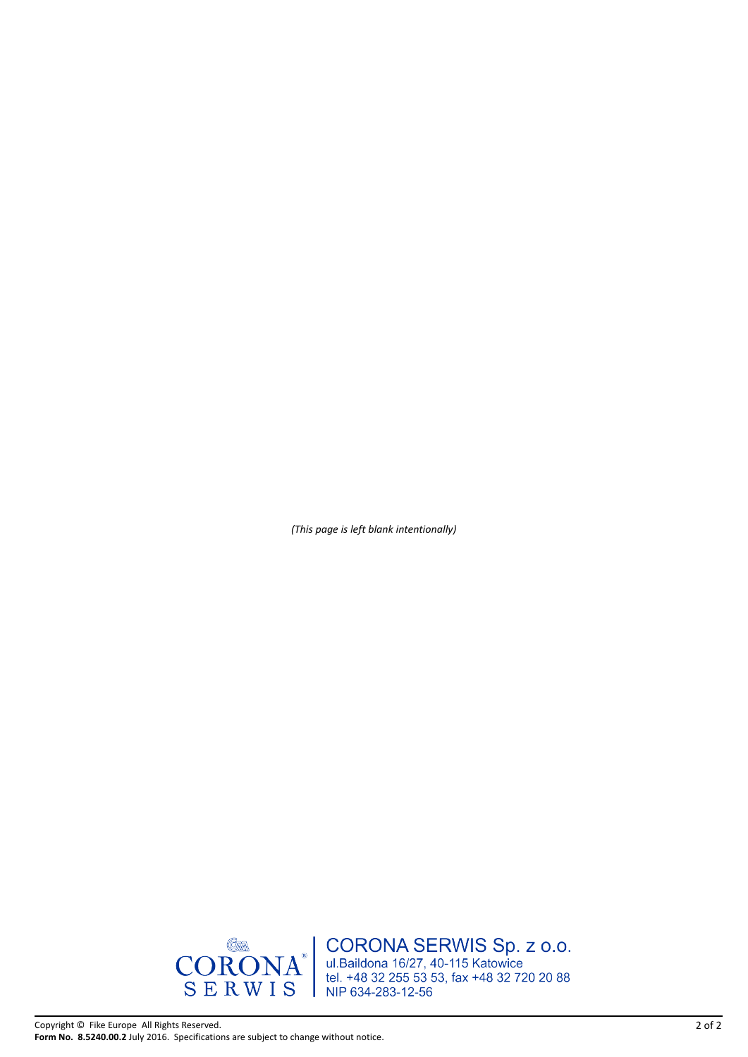*(This page is left blank intentionally)*

CORONA SERWIS

CORONA SERWIS Sp. z o.o.
ul.Baildona 16/27, 40-115 Katowice
tel. +48 32 255 53 53, fax +48 32 720 20 88
NIP 634-283-12-56

Copyright © Fike Europe All Rights Reserved.
**Form No. 8.5240.00.2** July 2016. Specifications are subject to change without notice.